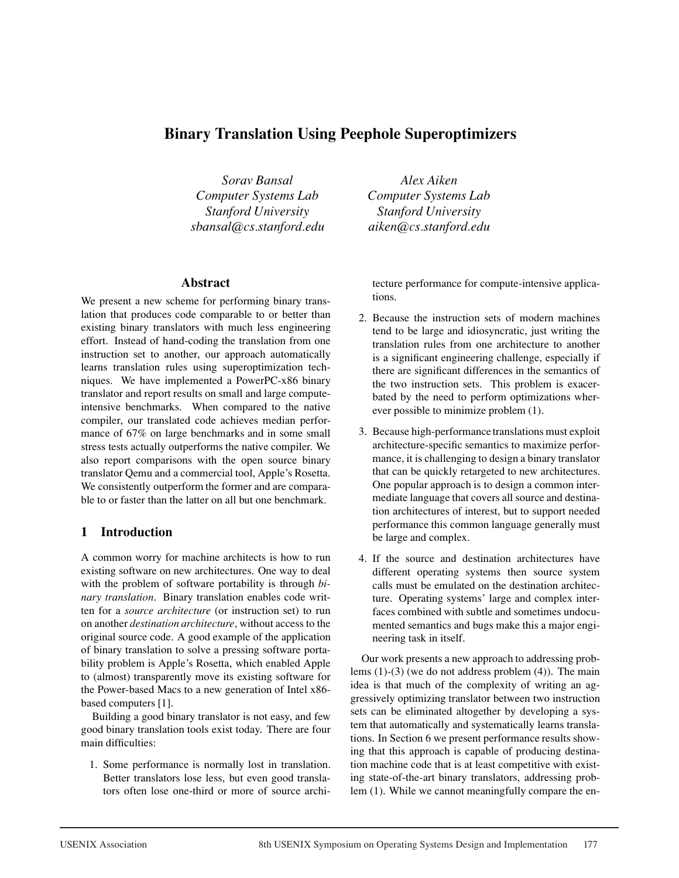# Binary Translation Using Peephole Superoptimizers

*Sorav Bansal*
*Computer Systems Lab*
*Stanford University*
*sbansal@cs.stanford.edu*

*Alex Aiken*
*Computer Systems Lab*
*Stanford University*
*aiken@cs.stanford.edu*

## Abstract

We present a new scheme for performing binary translation that produces code comparable to or better than existing binary translators with much less engineering effort. Instead of hand-coding the translation from one instruction set to another, our approach automatically learns translation rules using superoptimization techniques. We have implemented a PowerPC-x86 binary translator and report results on small and large compute-intensive benchmarks. When compared to the native compiler, our translated code achieves median performance of 67% on large benchmarks and in some small stress tests actually outperforms the native compiler. We also report comparisons with the open source binary translator Qemu and a commercial tool, Apple's Rosetta. We consistently outperform the former and are comparable to or faster than the latter on all but one benchmark.

## 1 Introduction

A common worry for machine architects is how to run existing software on new architectures. One way to deal with the problem of software portability is through *binary translation*. Binary translation enables code written for a *source architecture* (or instruction set) to run on another *destination architecture*, without access to the original source code. A good example of the application of binary translation to solve a pressing software portability problem is Apple's Rosetta, which enabled Apple to (almost) transparently move its existing software for the Power-based Macs to a new generation of Intel x86-based computers [1].

Building a good binary translator is not easy, and few good binary translation tools exist today. There are four main difficulties:

1. Some performance is normally lost in translation. Better translators lose less, but even good translators often lose one-third or more of source architecture performance for compute-intensive applications.
2. Because the instruction sets of modern machines tend to be large and idiosyncratic, just writing the translation rules from one architecture to another is a significant engineering challenge, especially if there are significant differences in the semantics of the two instruction sets. This problem is exacerbated by the need to perform optimizations wherever possible to minimize problem (1).
3. Because high-performance translations must exploit architecture-specific semantics to maximize performance, it is challenging to design a binary translator that can be quickly retargeted to new architectures. One popular approach is to design a common intermediate language that covers all source and destination architectures of interest, but to support needed performance this common language generally must be large and complex.
4. If the source and destination architectures have different operating systems then source system calls must be emulated on the destination architecture. Operating systems' large and complex interfaces combined with subtle and sometimes undocumented semantics and bugs make this a major engineering task in itself.

Our work presents a new approach to addressing problems (1)-(3) (we do not address problem (4)). The main idea is that much of the complexity of writing an aggressively optimizing translator between two instruction sets can be eliminated altogether by developing a system that automatically and systematically learns translations. In Section 6 we present performance results showing that this approach is capable of producing destination machine code that is at least competitive with existing state-of-the-art binary translators, addressing problem (1). While we cannot meaningfully compare the en-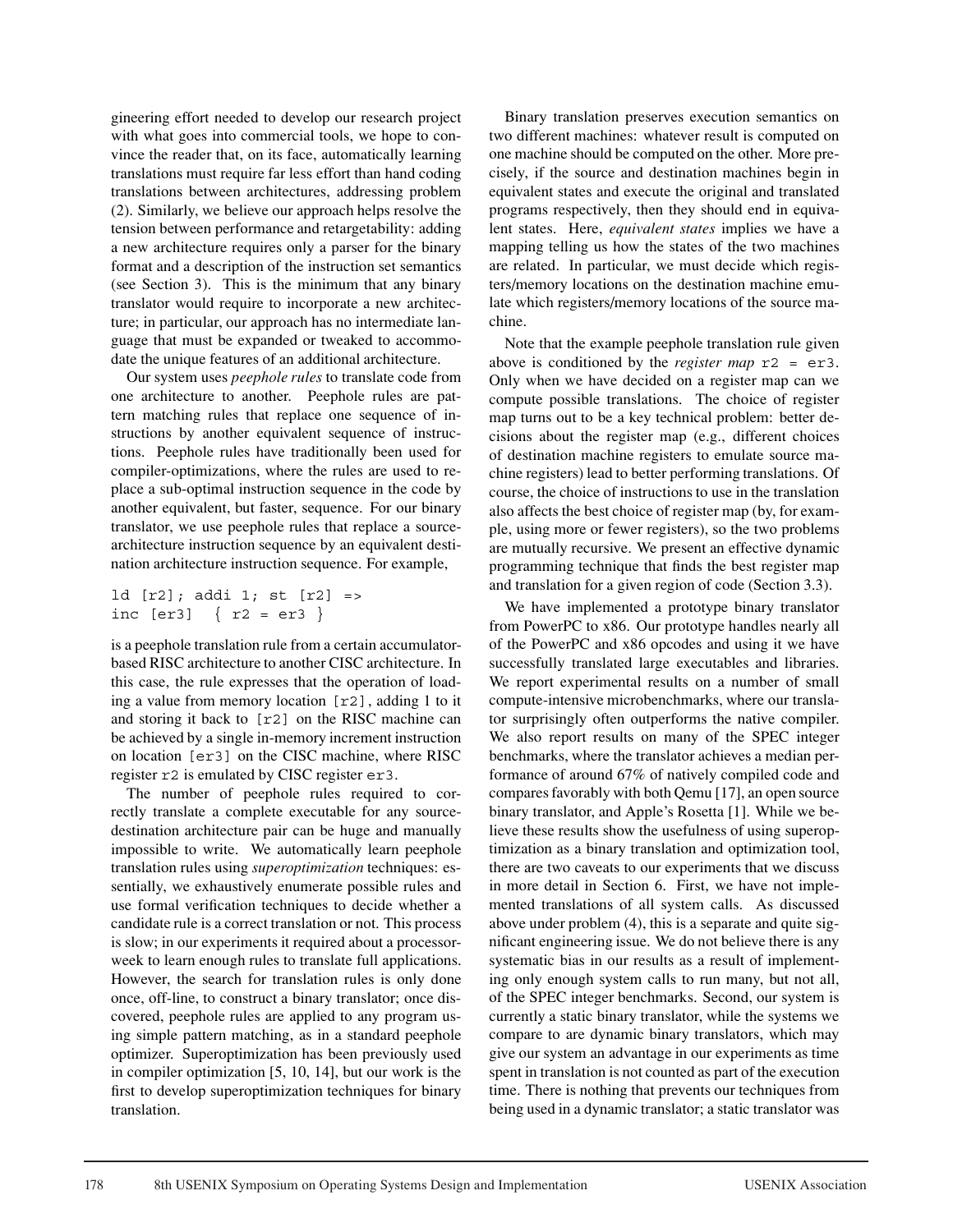gineering effort needed to develop our research project with what goes into commercial tools, we hope to convince the reader that, on its face, automatically learning translations must require far less effort than hand coding translations between architectures, addressing problem (2). Similarly, we believe our approach helps resolve the tension between performance and retargetability: adding a new architecture requires only a parser for the binary format and a description of the instruction set semantics (see Section 3). This is the minimum that any binary translator would require to incorporate a new architecture; in particular, our approach has no intermediate language that must be expanded or tweaked to accommodate the unique features of an additional architecture.

Our system uses *peephole rules* to translate code from one architecture to another. Peephole rules are pattern matching rules that replace one sequence of instructions by another equivalent sequence of instructions. Peephole rules have traditionally been used for compiler-optimizations, where the rules are used to replace a sub-optimal instruction sequence in the code by another equivalent, but faster, sequence. For our binary translator, we use peephole rules that replace a source-architecture instruction sequence by an equivalent destination architecture instruction sequence. For example,

```
ld [r2]; addi 1; st [r2] =>
inc [er3]  { r2 = er3 }
```

is a peephole translation rule from a certain accumulator-based RISC architecture to another CISC architecture. In this case, the rule expresses that the operation of loading a value from memory location `[r2]`, adding 1 to it and storing it back to `[r2]` on the RISC machine can be achieved by a single in-memory increment instruction on location `[er3]` on the CISC machine, where RISC register `r2` is emulated by CISC register `er3`.

The number of peephole rules required to correctly translate a complete executable for any source-destination architecture pair can be huge and manually impossible to write. We automatically learn peephole translation rules using *superoptimization* techniques: essentially, we exhaustively enumerate possible rules and use formal verification techniques to decide whether a candidate rule is a correct translation or not. This process is slow; in our experiments it required about a processor-week to learn enough rules to translate full applications. However, the search for translation rules is only done once, off-line, to construct a binary translator; once discovered, peephole rules are applied to any program using simple pattern matching, as in a standard peephole optimizer. Superoptimization has been previously used in compiler optimization [5, 10, 14], but our work is the first to develop superoptimization techniques for binary translation.

Binary translation preserves execution semantics on two different machines: whatever result is computed on one machine should be computed on the other. More precisely, if the source and destination machines begin in equivalent states and execute the original and translated programs respectively, then they should end in equivalent states. Here, *equivalent states* implies we have a mapping telling us how the states of the two machines are related. In particular, we must decide which registers/memory locations on the destination machine emulate which registers/memory locations of the source machine.

Note that the example peephole translation rule given above is conditioned by the *register map* `r2 = er3`. Only when we have decided on a register map can we compute possible translations. The choice of register map turns out to be a key technical problem: better decisions about the register map (e.g., different choices of destination machine registers to emulate source machine registers) lead to better performing translations. Of course, the choice of instructions to use in the translation also affects the best choice of register map (by, for example, using more or fewer registers), so the two problems are mutually recursive. We present an effective dynamic programming technique that finds the best register map and translation for a given region of code (Section 3.3).

We have implemented a prototype binary translator from PowerPC to x86. Our prototype handles nearly all of the PowerPC and x86 opcodes and using it we have successfully translated large executables and libraries. We report experimental results on a number of small compute-intensive microbenchmarks, where our translator surprisingly often outperforms the native compiler. We also report results on many of the SPEC integer benchmarks, where the translator achieves a median performance of around 67% of natively compiled code and compares favorably with both Qemu [17], an open source binary translator, and Apple's Rosetta [1]. While we believe these results show the usefulness of using superoptimization as a binary translation and optimization tool, there are two caveats to our experiments that we discuss in more detail in Section 6. First, we have not implemented translations of all system calls. As discussed above under problem (4), this is a separate and quite significant engineering issue. We do not believe there is any systematic bias in our results as a result of implementing only enough system calls to run many, but not all, of the SPEC integer benchmarks. Second, our system is currently a static binary translator, while the systems we compare to are dynamic binary translators, which may give our system an advantage in our experiments as time spent in translation is not counted as part of the execution time. There is nothing that prevents our techniques from being used in a dynamic translator; a static translator was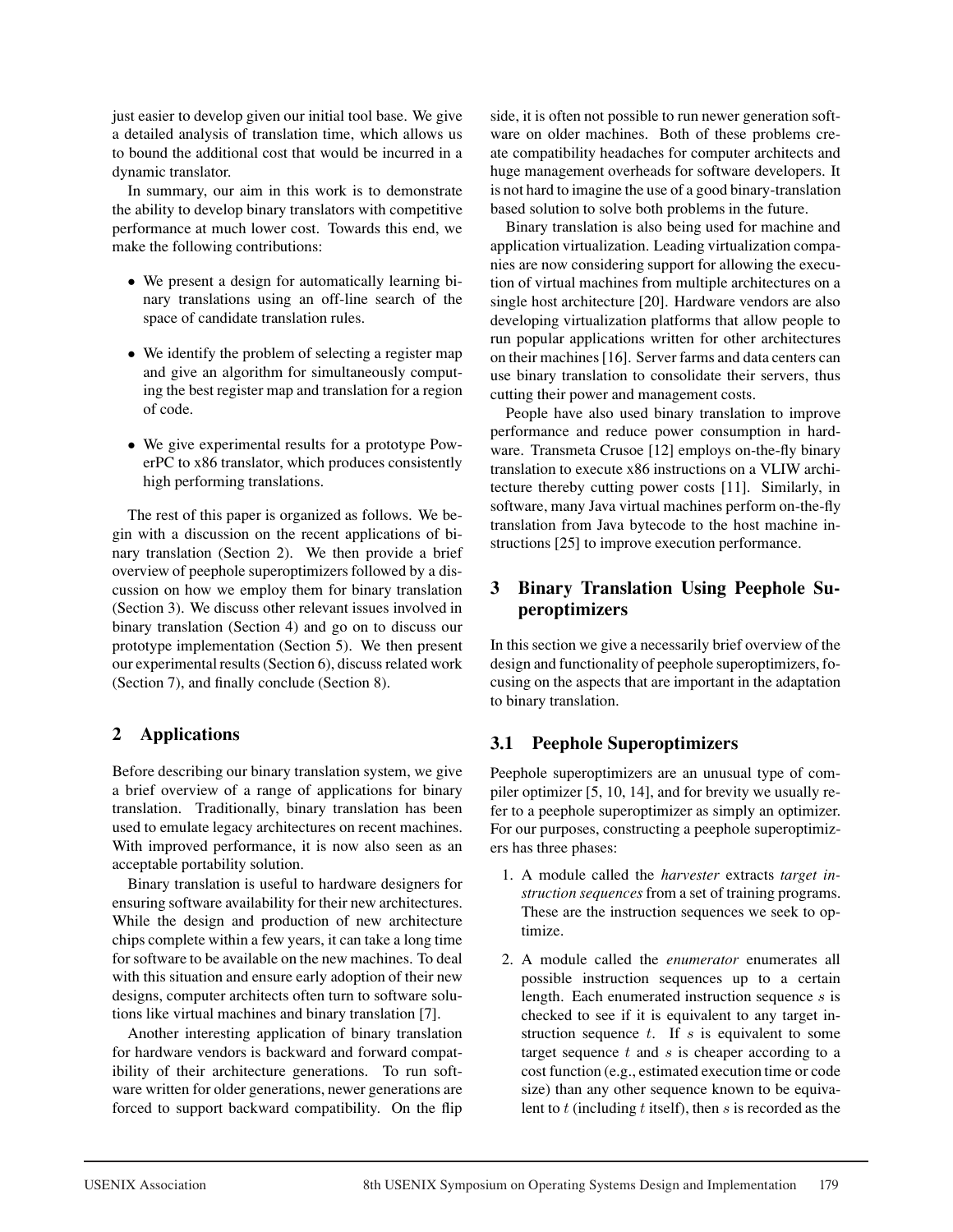just easier to develop given our initial tool base. We give a detailed analysis of translation time, which allows us to bound the additional cost that would be incurred in a dynamic translator.

In summary, our aim in this work is to demonstrate the ability to develop binary translators with competitive performance at much lower cost. Towards this end, we make the following contributions:

- We present a design for automatically learning binary translations using an off-line search of the space of candidate translation rules.
- We identify the problem of selecting a register map and give an algorithm for simultaneously computing the best register map and translation for a region of code.
- We give experimental results for a prototype PowerPC to x86 translator, which produces consistently high performing translations.

The rest of this paper is organized as follows. We begin with a discussion on the recent applications of binary translation (Section 2). We then provide a brief overview of peephole superoptimizers followed by a discussion on how we employ them for binary translation (Section 3). We discuss other relevant issues involved in binary translation (Section 4) and go on to discuss our prototype implementation (Section 5). We then present our experimental results (Section 6), discuss related work (Section 7), and finally conclude (Section 8).

## 2 Applications

Before describing our binary translation system, we give a brief overview of a range of applications for binary translation. Traditionally, binary translation has been used to emulate legacy architectures on recent machines. With improved performance, it is now also seen as an acceptable portability solution.

Binary translation is useful to hardware designers for ensuring software availability for their new architectures. While the design and production of new architecture chips complete within a few years, it can take a long time for software to be available on the new machines. To deal with this situation and ensure early adoption of their new designs, computer architects often turn to software solutions like virtual machines and binary translation [7].

Another interesting application of binary translation for hardware vendors is backward and forward compatibility of their architecture generations. To run software written for older generations, newer generations are forced to support backward compatibility. On the flip side, it is often not possible to run newer generation software on older machines. Both of these problems create compatibility headaches for computer architects and huge management overheads for software developers. It is not hard to imagine the use of a good binary-translation based solution to solve both problems in the future.

Binary translation is also being used for machine and application virtualization. Leading virtualization companies are now considering support for allowing the execution of virtual machines from multiple architectures on a single host architecture [20]. Hardware vendors are also developing virtualization platforms that allow people to run popular applications written for other architectures on their machines [16]. Server farms and data centers can use binary translation to consolidate their servers, thus cutting their power and management costs.

People have also used binary translation to improve performance and reduce power consumption in hardware. Transmeta Crusoe [12] employs on-the-fly binary translation to execute x86 instructions on a VLIW architecture thereby cutting power costs [11]. Similarly, in software, many Java virtual machines perform on-the-fly translation from Java bytecode to the host machine instructions [25] to improve execution performance.

## 3 Binary Translation Using Peephole Superoptimizers

In this section we give a necessarily brief overview of the design and functionality of peephole superoptimizers, focusing on the aspects that are important in the adaptation to binary translation.

### 3.1 Peephole Superoptimizers

Peephole superoptimizers are an unusual type of compiler optimizer [5, 10, 14], and for brevity we usually refer to a peephole superoptimizer as simply an optimizer. For our purposes, constructing a peephole superoptimizers has three phases:

1. A module called the *harvester* extracts *target instruction sequences* from a set of training programs. These are the instruction sequences we seek to optimize.
2. A module called the *enumerator* enumerates all possible instruction sequences up to a certain length. Each enumerated instruction sequence $s$ is checked to see if it is equivalent to any target instruction sequence $t$. If $s$ is equivalent to some target sequence $t$ and $s$ is cheaper according to a cost function (e.g., estimated execution time or code size) than any other sequence known to be equivalent to $t$ (including $t$ itself), then $s$ is recorded as the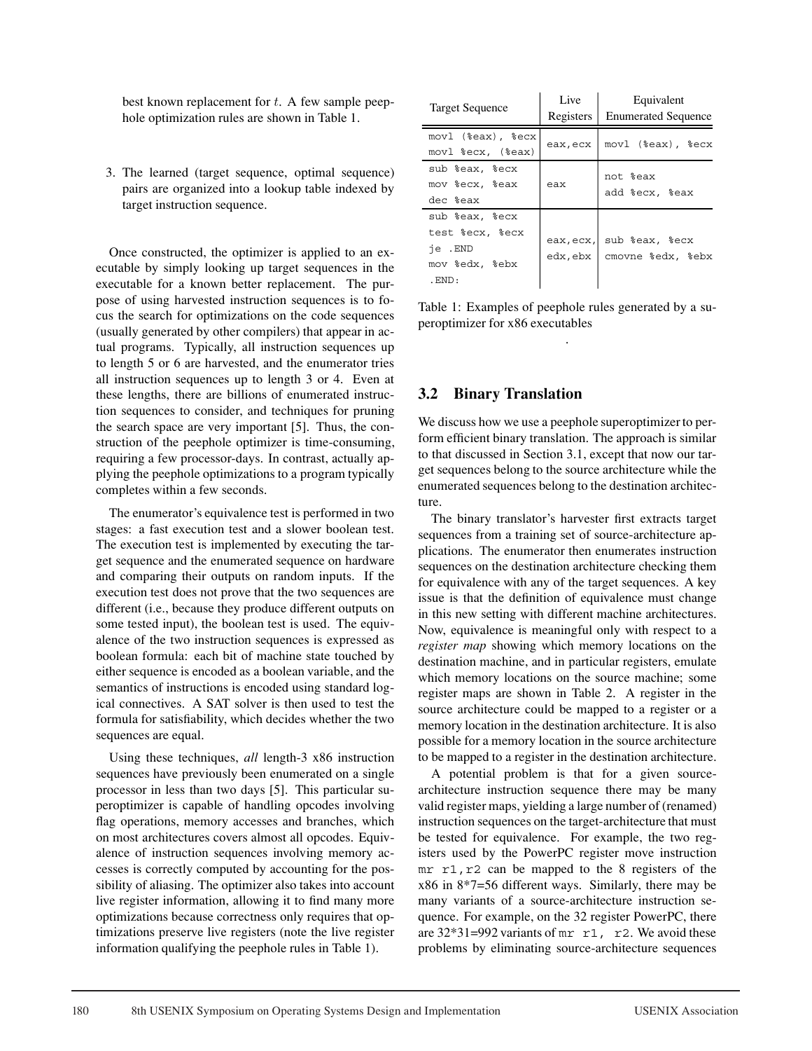best known replacement for $t$. A few sample peephole optimization rules are shown in Table 1.

3. The learned (target sequence, optimal sequence) pairs are organized into a lookup table indexed by target instruction sequence.

Once constructed, the optimizer is applied to an executable by simply looking up target sequences in the executable for a known better replacement. The purpose of using harvested instruction sequences is to focus the search for optimizations on the code sequences (usually generated by other compilers) that appear in actual programs. Typically, all instruction sequences up to length 5 or 6 are harvested, and the enumerator tries all instruction sequences up to length 3 or 4. Even at these lengths, there are billions of enumerated instruction sequences to consider, and techniques for pruning the search space are very important [5]. Thus, the construction of the peephole optimizer is time-consuming, requiring a few processor-days. In contrast, actually applying the peephole optimizations to a program typically completes within a few seconds.

The enumerator's equivalence test is performed in two stages: a fast execution test and a slower boolean test. The execution test is implemented by executing the target sequence and the enumerated sequence on hardware and comparing their outputs on random inputs. If the execution test does not prove that the two sequences are different (i.e., because they produce different outputs on some tested input), the boolean test is used. The equivalence of the two instruction sequences is expressed as boolean formula: each bit of machine state touched by either sequence is encoded as a boolean variable, and the semantics of instructions is encoded using standard logical connectives. A SAT solver is then used to test the formula for satisfiability, which decides whether the two sequences are equal.

Using these techniques, *all* length-3 x86 instruction sequences have previously been enumerated on a single processor in less than two days [5]. This particular superoptimizer is capable of handling opcodes involving flag operations, memory accesses and branches, which on most architectures covers almost all opcodes. Equivalence of instruction sequences involving memory accesses is correctly computed by accounting for the possibility of aliasing. The optimizer also takes into account live register information, allowing it to find many more optimizations because correctness only requires that optimizations preserve live registers (note the live register information qualifying the peephole rules in Table 1).

| Target Sequence | Live Registers | Equivalent Enumerated Sequence |
|---|---|---|
| `movl (%eax), %ecx`<br>`movl %ecx, (%eax)` | eax,ecx | `movl (%eax), %ecx` |
| `sub %eax, %ecx`<br>`mov %ecx, %eax`<br>`dec %eax` | eax | `not %eax`<br>`add %ecx, %eax` |
| `sub %eax, %ecx`<br>`test %ecx, %ecx`<br>`je .END`<br>`mov %edx, %ebx`<br>`.END:` | eax,ecx,<br>edx,ebx | `sub %eax, %ecx`<br>`cmovne %edx, %ebx` |

Table 1: Examples of peephole rules generated by a superoptimizer for x86 executables

## 3.2 Binary Translation

We discuss how we use a peephole superoptimizer to perform efficient binary translation. The approach is similar to that discussed in Section 3.1, except that now our target sequences belong to the source architecture while the enumerated sequences belong to the destination architecture.

The binary translator's harvester first extracts target sequences from a training set of source-architecture applications. The enumerator then enumerates instruction sequences on the destination architecture checking them for equivalence with any of the target sequences. A key issue is that the definition of equivalence must change in this new setting with different machine architectures. Now, equivalence is meaningful only with respect to a *register map* showing which memory locations on the destination machine, and in particular registers, emulate which memory locations on the source machine; some register maps are shown in Table 2. A register in the source architecture could be mapped to a register or a memory location in the destination architecture. It is also possible for a memory location in the source architecture to be mapped to a register in the destination architecture.

A potential problem is that for a given source-architecture instruction sequence there may be many valid register maps, yielding a large number of (renamed) instruction sequences on the target-architecture that must be tested for equivalence. For example, the two registers used by the PowerPC register move instruction `mr r1,r2` can be mapped to the 8 registers of the x86 in 8*7=56 different ways. Similarly, there may be many variants of a source-architecture instruction sequence. For example, on the 32 register PowerPC, there are 32*31=992 variants of `mr r1, r2`. We avoid these problems by eliminating source-architecture sequences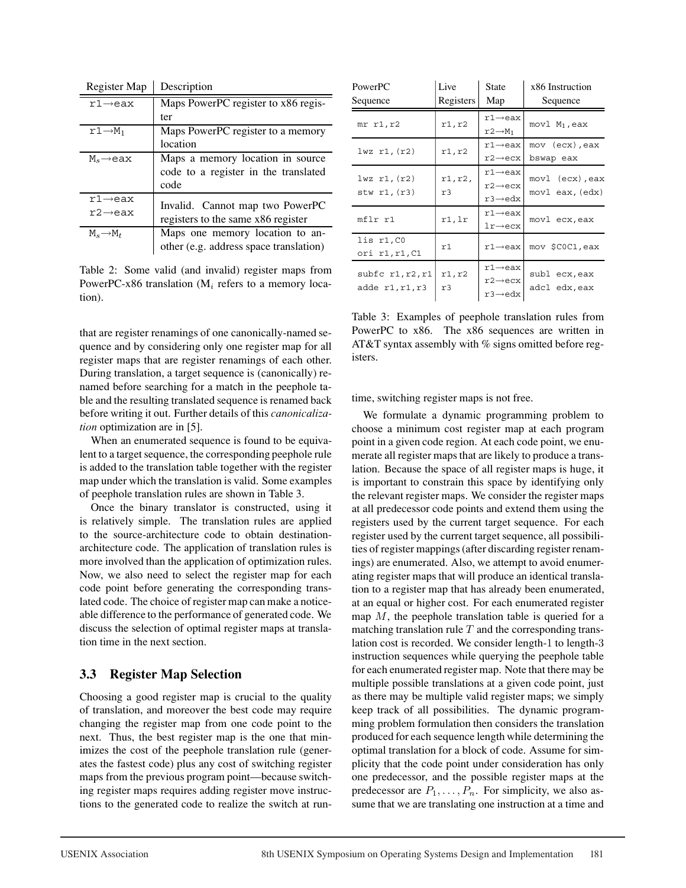| Register Map | Description |
|---|---|
| r1→eax | Maps PowerPC register to x86 register |
| r1→$M_1$ | Maps PowerPC register to a memory location |
| $M_s$→eax | Maps a memory location in source code to a register in the translated code |
| r1→eax<br>r2→eax | Invalid. Cannot map two PowerPC registers to the same x86 register |
| $M_s$→$M_t$ | Maps one memory location to another (e.g. address space translation) |

Table 2: Some valid (and invalid) register maps from PowerPC-x86 translation ($M_i$ refers to a memory location).

that are register renamings of one canonically-named sequence and by considering only one register map for all register maps that are register renamings of each other. During translation, a target sequence is (canonically) renamed before searching for a match in the peephole table and the resulting translated sequence is renamed back before writing it out. Further details of this *canonicalization* optimization are in [5].

When an enumerated sequence is found to be equivalent to a target sequence, the corresponding peephole rule is added to the translation table together with the register map under which the translation is valid. Some examples of peephole translation rules are shown in Table 3.

Once the binary translator is constructed, using it is relatively simple. The translation rules are applied to the source-architecture code to obtain destination-architecture code. The application of translation rules is more involved than the application of optimization rules. Now, we also need to select the register map for each code point before generating the corresponding translated code. The choice of register map can make a noticeable difference to the performance of generated code. We discuss the selection of optimal register maps at translation time in the next section.

### 3.3 Register Map Selection

Choosing a good register map is crucial to the quality of translation, and moreover the best code may require changing the register map from one code point to the next. Thus, the best register map is the one that minimizes the cost of the peephole translation rule (generates the fastest code) plus any cost of switching register maps from the previous program point—because switching register maps requires adding register move instructions to the generated code to realize the switch at run-time, switching register maps is not free.

| PowerPC Sequence | Live Registers | State Map | x86 Instruction Sequence |
|---|---|---|---|
| `mr r1,r2` | r1,r2 | r1→eax<br>r2→$M_1$ | `movl M1,eax` |
| `lwz r1,(r2)` | r1,r2 | r1→eax<br>r2→ecx | `mov (ecx),eax`<br>`bswap eax` |
| `lwz r1,(r2)`<br>`stw r1,(r3)` | r1,r2,<br>r3 | r1→eax<br>r2→ecx<br>r3→edx | `movl (ecx),eax`<br>`movl eax,(edx)` |
| `mflr r1` | r1,lr | r1→eax<br>lr→ecx | `movl ecx,eax` |
| `lis r1,C0`<br>`ori r1,r1,C1` | r1 | r1→eax | `mov $C0C1,eax` |
| `subfc r1,r2,r1`<br>`adde r1,r1,r3` | r1,r2<br>r3 | r1→eax<br>r2→ecx<br>r3→edx | `subl ecx,eax`<br>`adcl edx,eax` |

Table 3: Examples of peephole translation rules from PowerPC to x86. The x86 sequences are written in AT&T syntax assembly with % signs omitted before registers.

We formulate a dynamic programming problem to choose a minimum cost register map at each program point in a given code region. At each code point, we enumerate all register maps that are likely to produce a translation. Because the space of all register maps is huge, it is important to constrain this space by identifying only the relevant register maps. We consider the register maps at all predecessor code points and extend them using the registers used by the current target sequence. For each register used by the current target sequence, all possibilities of register mappings (after discarding register renamings) are enumerated. Also, we attempt to avoid enumerating register maps that will produce an identical translation to a register map that has already been enumerated, at an equal or higher cost. For each enumerated register map $M$, the peephole translation table is queried for a matching translation rule $T$ and the corresponding translation cost is recorded. We consider length-1 to length-3 instruction sequences while querying the peephole table for each enumerated register map. Note that there may be multiple possible translations at a given code point, just as there may be multiple valid register maps; we simply keep track of all possibilities. The dynamic programming problem formulation then considers the translation produced for each sequence length while determining the optimal translation for a block of code. Assume for simplicity that the code point under consideration has only one predecessor, and the possible register maps at the predecessor are $P_1, \ldots, P_n$. For simplicity, we also assume that we are translating one instruction at a time and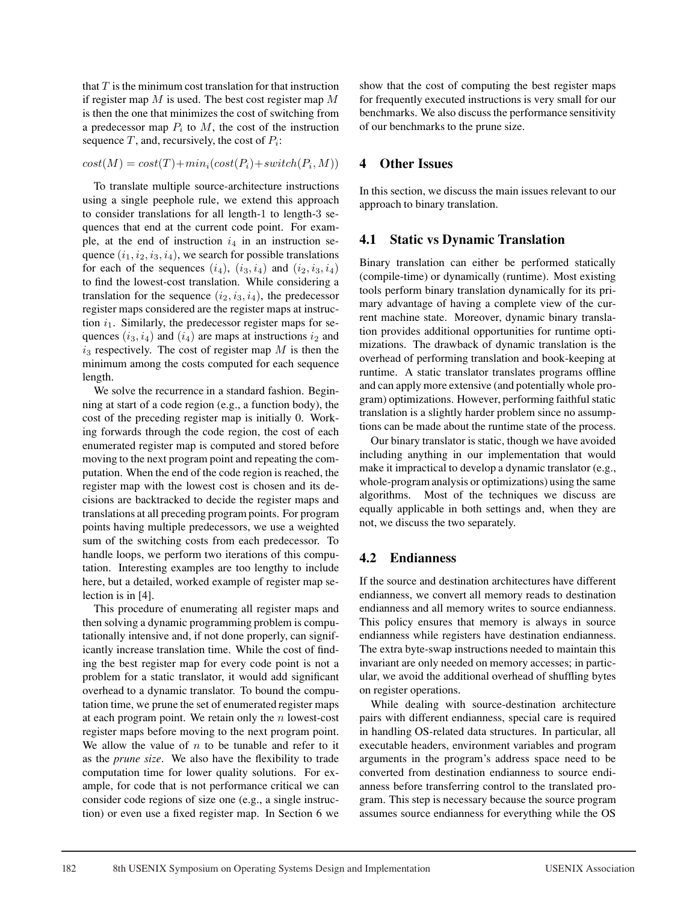that $T$ is the minimum cost translation for that instruction if register map $M$ is used. The best cost register map $M$ is then the one that minimizes the cost of switching from a predecessor map $P_i$ to $M$, the cost of the instruction sequence $T$, and, recursively, the cost of $P_i$:

$$cost(M) = cost(T) + min_i(cost(P_i) + switch(P_i, M))$$

To translate multiple source-architecture instructions using a single peephole rule, we extend this approach to consider translations for all length-1 to length-3 sequences that end at the current code point. For example, at the end of instruction $i_4$ in an instruction sequence $(i_1, i_2, i_3, i_4)$, we search for possible translations for each of the sequences $(i_4)$, $(i_3, i_4)$ and $(i_2, i_3, i_4)$ to find the lowest-cost translation. While considering a translation for the sequence $(i_2, i_3, i_4)$, the predecessor register maps considered are the register maps at instruction $i_1$. Similarly, the predecessor register maps for sequences $(i_3, i_4)$ and $(i_4)$ are maps at instructions $i_2$ and $i_3$ respectively. The cost of register map $M$ is then the minimum among the costs computed for each sequence length.

We solve the recurrence in a standard fashion. Beginning at start of a code region (e.g., a function body), the cost of the preceding register map is initially 0. Working forwards through the code region, the cost of each enumerated register map is computed and stored before moving to the next program point and repeating the computation. When the end of the code region is reached, the register map with the lowest cost is chosen and its decisions are backtracked to decide the register maps and translations at all preceding program points. For program points having multiple predecessors, we use a weighted sum of the switching costs from each predecessor. To handle loops, we perform two iterations of this computation. Interesting examples are too lengthy to include here, but a detailed, worked example of register map selection is in [4].

This procedure of enumerating all register maps and then solving a dynamic programming problem is computationally intensive and, if not done properly, can significantly increase translation time. While the cost of finding the best register map for every code point is not a problem for a static translator, it would add significant overhead to a dynamic translator. To bound the computation time, we prune the set of enumerated register maps at each program point. We retain only the $n$ lowest-cost register maps before moving to the next program point. We allow the value of $n$ to be tunable and refer to it as the *prune size*. We also have the flexibility to trade computation time for lower quality solutions. For example, for code that is not performance critical we can consider code regions of size one (e.g., a single instruction) or even use a fixed register map. In Section 6 we show that the cost of computing the best register maps for frequently executed instructions is very small for our benchmarks. We also discuss the performance sensitivity of our benchmarks to the prune size.

## 4 Other Issues

In this section, we discuss the main issues relevant to our approach to binary translation.

### 4.1 Static vs Dynamic Translation

Binary translation can either be performed statically (compile-time) or dynamically (runtime). Most existing tools perform binary translation dynamically for its primary advantage of having a complete view of the current machine state. Moreover, dynamic binary translation provides additional opportunities for runtime optimizations. The drawback of dynamic translation is the overhead of performing translation and book-keeping at runtime. A static translator translates programs offline and can apply more extensive (and potentially whole program) optimizations. However, performing faithful static translation is a slightly harder problem since no assumptions can be made about the runtime state of the process.

Our binary translator is static, though we have avoided including anything in our implementation that would make it impractical to develop a dynamic translator (e.g., whole-program analysis or optimizations) using the same algorithms. Most of the techniques we discuss are equally applicable in both settings and, when they are not, we discuss the two separately.

### 4.2 Endianness

If the source and destination architectures have different endianness, we convert all memory reads to destination endianness and all memory writes to source endianness. This policy ensures that memory is always in source endianness while registers have destination endianness. The extra byte-swap instructions needed to maintain this invariant are only needed on memory accesses; in particular, we avoid the additional overhead of shuffling bytes on register operations.

While dealing with source-destination architecture pairs with different endianness, special care is required in handling OS-related data structures. In particular, all executable headers, environment variables and program arguments in the program's address space need to be converted from destination endianness to source endianness before transferring control to the translated program. This step is necessary because the source program assumes source endianness for everything while the OS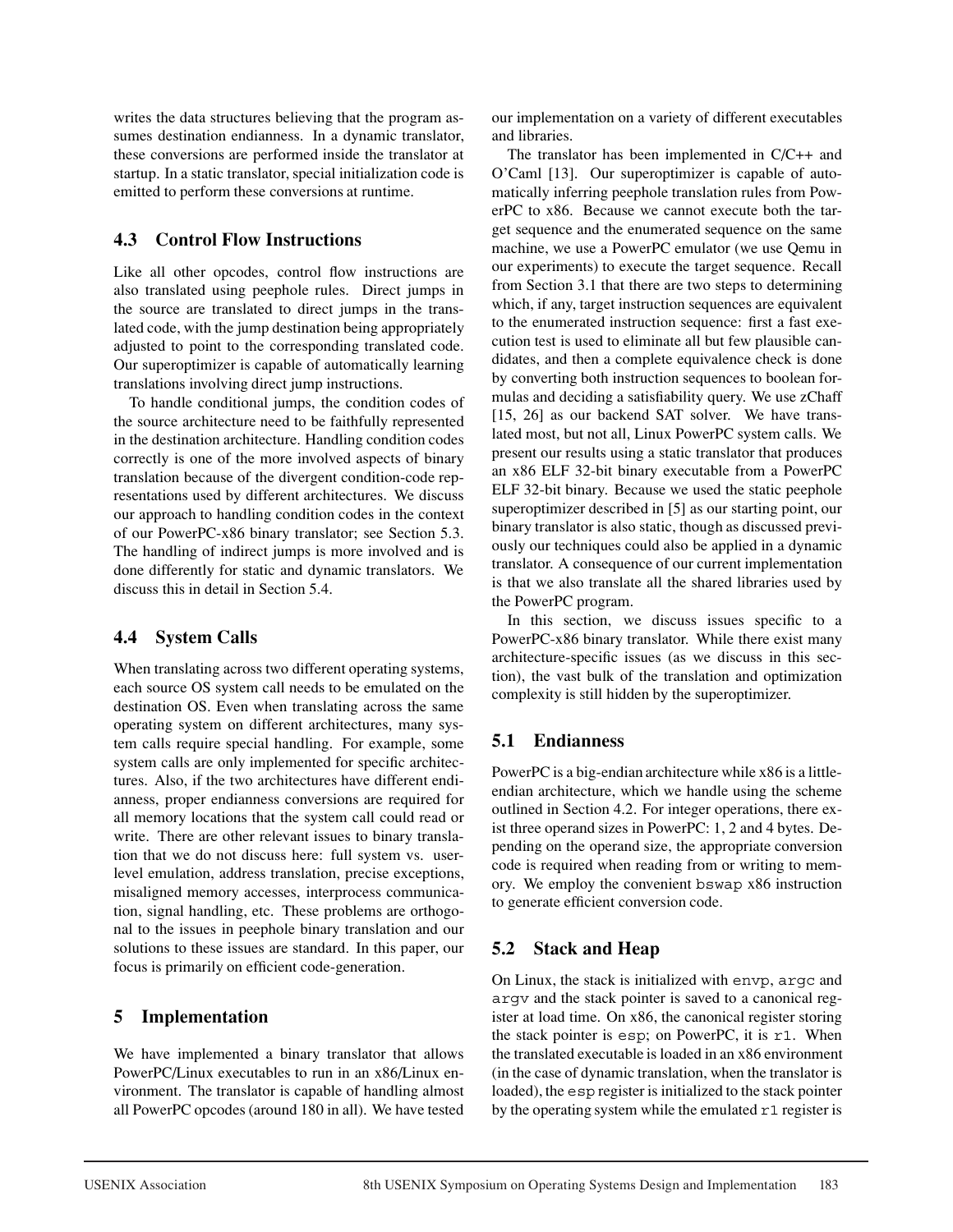writes the data structures believing that the program assumes destination endianness. In a dynamic translator, these conversions are performed inside the translator at startup. In a static translator, special initialization code is emitted to perform these conversions at runtime.

### 4.3 Control Flow Instructions

Like all other opcodes, control flow instructions are also translated using peephole rules. Direct jumps in the source are translated to direct jumps in the translated code, with the jump destination being appropriately adjusted to point to the corresponding translated code. Our superoptimizer is capable of automatically learning translations involving direct jump instructions.

To handle conditional jumps, the condition codes of the source architecture need to be faithfully represented in the destination architecture. Handling condition codes correctly is one of the more involved aspects of binary translation because of the divergent condition-code representations used by different architectures. We discuss our approach to handling condition codes in the context of our PowerPC-x86 binary translator; see Section 5.3. The handling of indirect jumps is more involved and is done differently for static and dynamic translators. We discuss this in detail in Section 5.4.

### 4.4 System Calls

When translating across two different operating systems, each source OS system call needs to be emulated on the destination OS. Even when translating across the same operating system on different architectures, many system calls require special handling. For example, some system calls are only implemented for specific architectures. Also, if the two architectures have different endianness, proper endianness conversions are required for all memory locations that the system call could read or write. There are other relevant issues to binary translation that we do not discuss here: full system vs. user-level emulation, address translation, precise exceptions, misaligned memory accesses, interprocess communication, signal handling, etc. These problems are orthogonal to the issues in peephole binary translation and our solutions to these issues are standard. In this paper, our focus is primarily on efficient code-generation.

## 5 Implementation

We have implemented a binary translator that allows PowerPC/Linux executables to run in an x86/Linux environment. The translator is capable of handling almost all PowerPC opcodes (around 180 in all). We have tested our implementation on a variety of different executables and libraries.

The translator has been implemented in C/C++ and O'Caml [13]. Our superoptimizer is capable of automatically inferring peephole translation rules from PowerPC to x86. Because we cannot execute both the target sequence and the enumerated sequence on the same machine, we use a PowerPC emulator (we use Qemu in our experiments) to execute the target sequence. Recall from Section 3.1 that there are two steps to determining which, if any, target instruction sequences are equivalent to the enumerated instruction sequence: first a fast execution test is used to eliminate all but few plausible candidates, and then a complete equivalence check is done by converting both instruction sequences to boolean formulas and deciding a satisfiability query. We use zChaff [15, 26] as our backend SAT solver. We have translated most, but not all, Linux PowerPC system calls. We present our results using a static translator that produces an x86 ELF 32-bit binary executable from a PowerPC ELF 32-bit binary. Because we used the static peephole superoptimizer described in [5] as our starting point, our binary translator is also static, though as discussed previously our techniques could also be applied in a dynamic translator. A consequence of our current implementation is that we also translate all the shared libraries used by the PowerPC program.

In this section, we discuss issues specific to a PowerPC-x86 binary translator. While there exist many architecture-specific issues (as we discuss in this section), the vast bulk of the translation and optimization complexity is still hidden by the superoptimizer.

### 5.1 Endianness

PowerPC is a big-endian architecture while x86 is a little-endian architecture, which we handle using the scheme outlined in Section 4.2. For integer operations, there exist three operand sizes in PowerPC: 1, 2 and 4 bytes. Depending on the operand size, the appropriate conversion code is required when reading from or writing to memory. We employ the convenient `bswap` x86 instruction to generate efficient conversion code.

### 5.2 Stack and Heap

On Linux, the stack is initialized with `envp`, `argc` and `argv` and the stack pointer is saved to a canonical register at load time. On x86, the canonical register storing the stack pointer is `esp`; on PowerPC, it is `r1`. When the translated executable is loaded in an x86 environment (in the case of dynamic translation, when the translator is loaded), the `esp` register is initialized to the stack pointer by the operating system while the emulated `r1` register is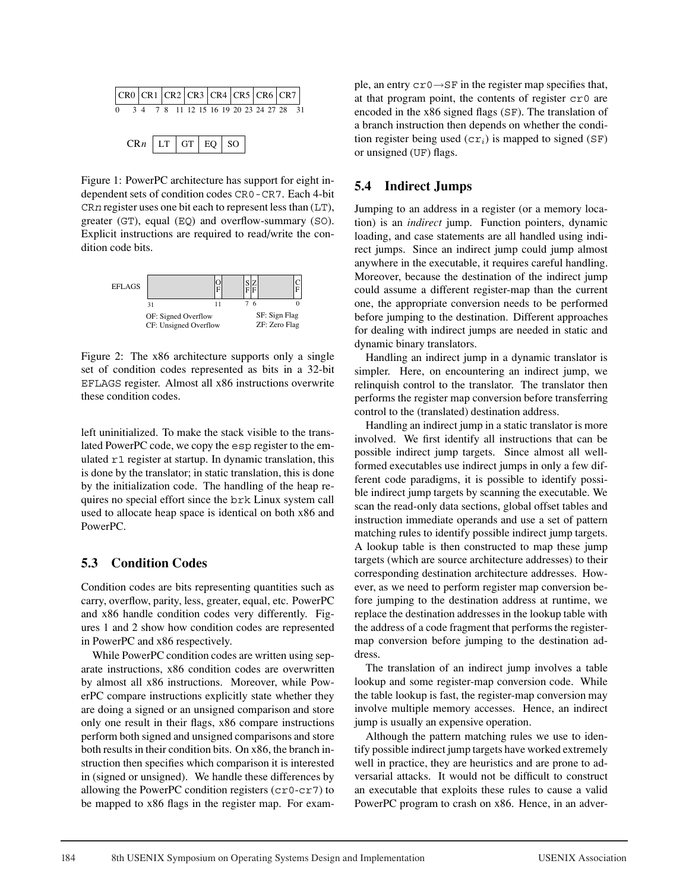| CR0 | CR1 | CR2 | CR3 | CR4 | CR5 | CR6 | CR7 |
|---|---|---|---|---|---|---|---|
| 0 3 | 4 7 | 8 11 | 12 15 | 16 19 | 20 23 | 24 27 | 28 31 |

| CRn | LT | GT | EQ | SO |
|---|---|---|---|---|

Figure 1: PowerPC architecture has support for eight independent sets of condition codes CR0-CR7. Each 4-bit CRn register uses one bit each to represent less than (LT), greater (GT), equal (EQ) and overflow-summary (SO). Explicit instructions are required to read/write the condition code bits.

EFLAGS: OF (bit 11), SF (bit 7), ZF (bit 6), CF (bit 0); bits 31 to 0.

OF: Signed Overflow; CF: Unsigned Overflow; SF: Sign Flag; ZF: Zero Flag

Figure 2: The x86 architecture supports only a single set of condition codes represented as bits in a 32-bit EFLAGS register. Almost all x86 instructions overwrite these condition codes.

left uninitialized. To make the stack visible to the translated PowerPC code, we copy the esp register to the emulated r1 register at startup. In dynamic translation, this is done by the translator; in static translation, this is done by the initialization code. The handling of the heap requires no special effort since the brk Linux system call used to allocate heap space is identical on both x86 and PowerPC.

## 5.3 Condition Codes

Condition codes are bits representing quantities such as carry, overflow, parity, less, greater, equal, etc. PowerPC and x86 handle condition codes very differently. Figures 1 and 2 show how condition codes are represented in PowerPC and x86 respectively.

While PowerPC condition codes are written using separate instructions, x86 condition codes are overwritten by almost all x86 instructions. Moreover, while PowerPC compare instructions explicitly state whether they are doing a signed or an unsigned comparison and store only one result in their flags, x86 compare instructions perform both signed and unsigned comparisons and store both results in their condition bits. On x86, the branch instruction then specifies which comparison it is interested in (signed or unsigned). We handle these differences by allowing the PowerPC condition registers (cr0-cr7) to be mapped to x86 flags in the register map. For example, an entry cr0→SF in the register map specifies that, at that program point, the contents of register cr0 are encoded in the x86 signed flags (SF). The translation of a branch instruction then depends on whether the condition register being used ($cr_i$) is mapped to signed (SF) or unsigned (UF) flags.

## 5.4 Indirect Jumps

Jumping to an address in a register (or a memory location) is an *indirect* jump. Function pointers, dynamic loading, and case statements are all handled using indirect jumps. Since an indirect jump could jump almost anywhere in the executable, it requires careful handling. Moreover, because the destination of the indirect jump could assume a different register-map than the current one, the appropriate conversion needs to be performed before jumping to the destination. Different approaches for dealing with indirect jumps are needed in static and dynamic binary translators.

Handling an indirect jump in a dynamic translator is simpler. Here, on encountering an indirect jump, we relinquish control to the translator. The translator then performs the register map conversion before transferring control to the (translated) destination address.

Handling an indirect jump in a static translator is more involved. We first identify all instructions that can be possible indirect jump targets. Since almost all well-formed executables use indirect jumps in only a few different code paradigms, it is possible to identify possible indirect jump targets by scanning the executable. We scan the read-only data sections, global offset tables and instruction immediate operands and use a set of pattern matching rules to identify possible indirect jump targets. A lookup table is then constructed to map these jump targets (which are source architecture addresses) to their corresponding destination architecture addresses. However, as we need to perform register map conversion before jumping to the destination address at runtime, we replace the destination addresses in the lookup table with the address of a code fragment that performs the register-map conversion before jumping to the destination address.

The translation of an indirect jump involves a table lookup and some register-map conversion code. While the table lookup is fast, the register-map conversion may involve multiple memory accesses. Hence, an indirect jump is usually an expensive operation.

Although the pattern matching rules we use to identify possible indirect jump targets have worked extremely well in practice, they are heuristics and are prone to adversarial attacks. It would not be difficult to construct an executable that exploits these rules to cause a valid PowerPC program to crash on x86. Hence, in an adver-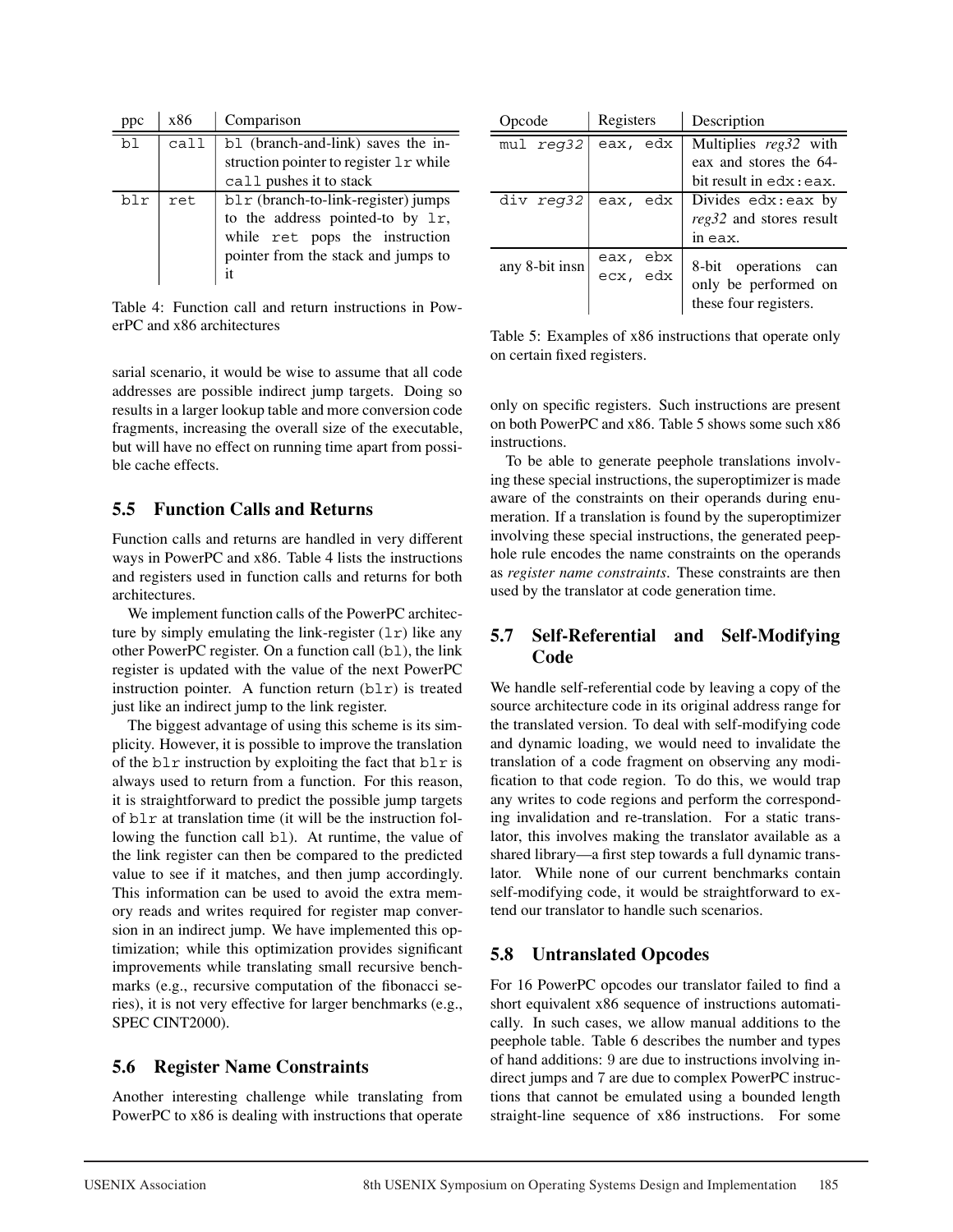| ppc | x86 | Comparison |
|---|---|---|
| `bl` | `call` | `bl` (branch-and-link) saves the instruction pointer to register `lr` while `call` pushes it to stack |
| `blr` | `ret` | `blr` (branch-to-link-register) jumps to the address pointed-to by `lr`, while `ret` pops the instruction pointer from the stack and jumps to it |

Table 4: Function call and return instructions in PowerPC and x86 architectures

sarial scenario, it would be wise to assume that all code addresses are possible indirect jump targets. Doing so results in a larger lookup table and more conversion code fragments, increasing the overall size of the executable, but will have no effect on running time apart from possible cache effects.

### 5.5 Function Calls and Returns

Function calls and returns are handled in very different ways in PowerPC and x86. Table 4 lists the instructions and registers used in function calls and returns for both architectures.

We implement function calls of the PowerPC architecture by simply emulating the link-register (`lr`) like any other PowerPC register. On a function call (`bl`), the link register is updated with the value of the next PowerPC instruction pointer. A function return (`blr`) is treated just like an indirect jump to the link register.

The biggest advantage of using this scheme is its simplicity. However, it is possible to improve the translation of the `blr` instruction by exploiting the fact that `blr` is always used to return from a function. For this reason, it is straightforward to predict the possible jump targets of `blr` at translation time (it will be the instruction following the function call `bl`). At runtime, the value of the link register can then be compared to the predicted value to see if it matches, and then jump accordingly. This information can be used to avoid the extra memory reads and writes required for register map conversion in an indirect jump. We have implemented this optimization; while this optimization provides significant improvements while translating small recursive benchmarks (e.g., recursive computation of the fibonacci series), it is not very effective for larger benchmarks (e.g., SPEC CINT2000).

### 5.6 Register Name Constraints

Another interesting challenge while translating from PowerPC to x86 is dealing with instructions that operate only on specific registers. Such instructions are present on both PowerPC and x86. Table 5 shows some such x86 instructions.

| Opcode | Registers | Description |
|---|---|---|
| `mul` *reg32* | `eax, edx` | Multiplies *reg32* with eax and stores the 64-bit result in `edx:eax`. |
| `div` *reg32* | `eax, edx` | Divides `edx:eax` by *reg32* and stores result in `eax`. |
| any 8-bit insn | `eax, ebx` `ecx, edx` | 8-bit operations can only be performed on these four registers. |

Table 5: Examples of x86 instructions that operate only on certain fixed registers.

To be able to generate peephole translations involving these special instructions, the superoptimizer is made aware of the constraints on their operands during enumeration. If a translation is found by the superoptimizer involving these special instructions, the generated peephole rule encodes the name constraints on the operands as *register name constraints*. These constraints are then used by the translator at code generation time.

### 5.7 Self-Referential and Self-Modifying Code

We handle self-referential code by leaving a copy of the source architecture code in its original address range for the translated version. To deal with self-modifying code and dynamic loading, we would need to invalidate the translation of a code fragment on observing any modification to that code region. To do this, we would trap any writes to code regions and perform the corresponding invalidation and re-translation. For a static translator, this involves making the translator available as a shared library—a first step towards a full dynamic translator. While none of our current benchmarks contain self-modifying code, it would be straightforward to extend our translator to handle such scenarios.

### 5.8 Untranslated Opcodes

For 16 PowerPC opcodes our translator failed to find a short equivalent x86 sequence of instructions automatically. In such cases, we allow manual additions to the peephole table. Table 6 describes the number and types of hand additions: 9 are due to instructions involving indirect jumps and 7 are due to complex PowerPC instructions that cannot be emulated using a bounded length straight-line sequence of x86 instructions. For some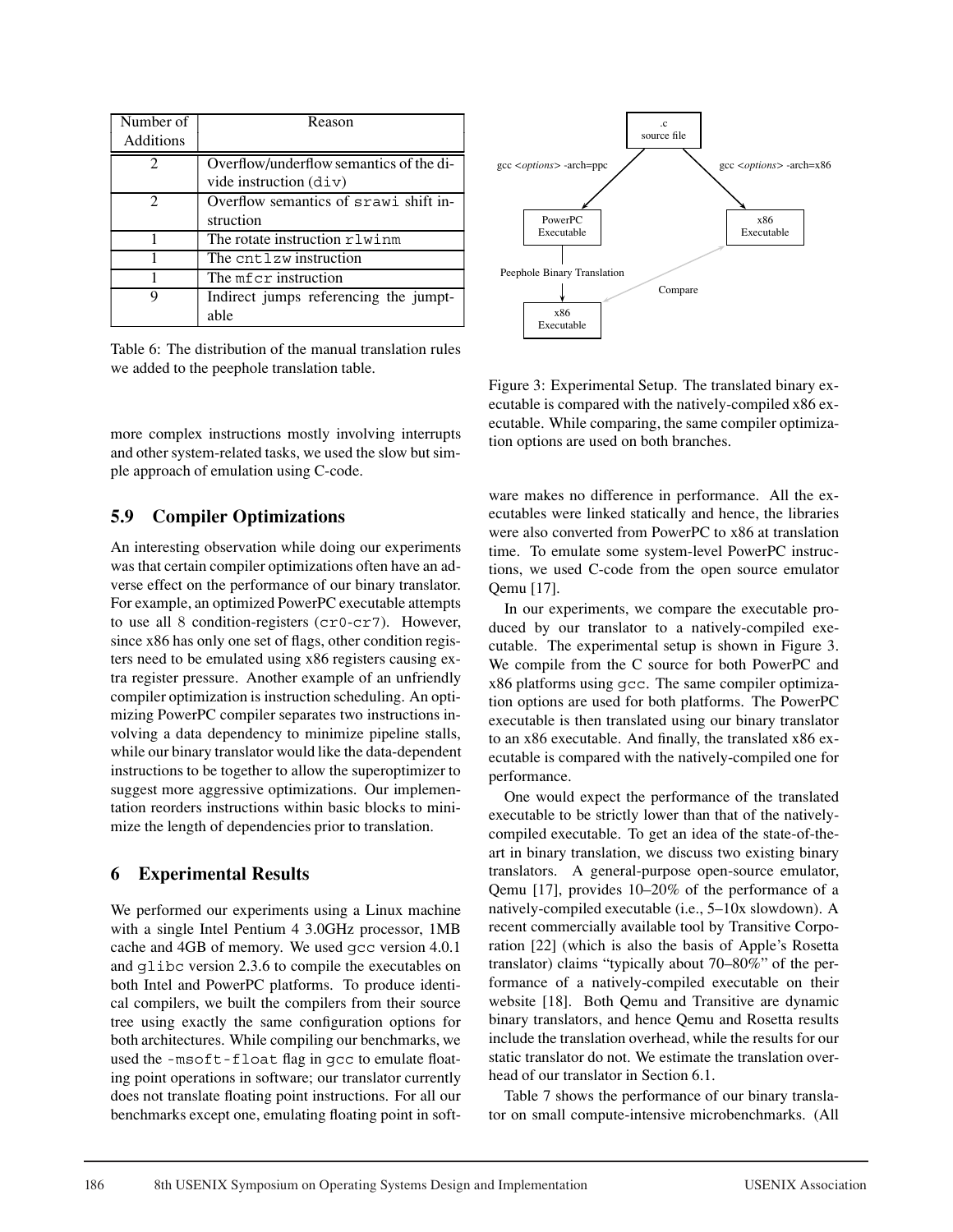| Number of Additions | Reason |
|---|---|
| 2 | Overflow/underflow semantics of the divide instruction (div) |
| 2 | Overflow semantics of srawi shift instruction |
| 1 | The rotate instruction rlwinm |
| 1 | The cntlzw instruction |
| 1 | The mfcr instruction |
| 9 | Indirect jumps referencing the jumptable |

Table 6: The distribution of the manual translation rules we added to the peephole translation table.

more complex instructions mostly involving interrupts and other system-related tasks, we used the slow but simple approach of emulation using C-code.

## 5.9 Compiler Optimizations

An interesting observation while doing our experiments was that certain compiler optimizations often have an adverse effect on the performance of our binary translator. For example, an optimized PowerPC executable attempts to use all 8 condition-registers (cr0-cr7). However, since x86 has only one set of flags, other condition registers need to be emulated using x86 registers causing extra register pressure. Another example of an unfriendly compiler optimization is instruction scheduling. An optimizing PowerPC compiler separates two instructions involving a data dependency to minimize pipeline stalls, while our binary translator would like the data-dependent instructions to be together to allow the superoptimizer to suggest more aggressive optimizations. Our implementation reorders instructions within basic blocks to minimize the length of dependencies prior to translation.

# 6 Experimental Results

We performed our experiments using a Linux machine with a single Intel Pentium 4 3.0GHz processor, 1MB cache and 4GB of memory. We used gcc version 4.0.1 and glibc version 2.3.6 to compile the executables on both Intel and PowerPC platforms. To produce identical compilers, we built the compilers from their source tree using exactly the same configuration options for both architectures. While compiling our benchmarks, we used the -msoft-float flag in gcc to emulate floating point operations in software; our translator currently does not translate floating point instructions. For all our benchmarks except one, emulating floating point in software makes no difference in performance. All the executables were linked statically and hence, the libraries were also converted from PowerPC to x86 at translation time. To emulate some system-level PowerPC instructions, we used C-code from the open source emulator Qemu [17].

.c source file

gcc <*options*> -arch=ppc

gcc <*options*> -arch=x86

PowerPC Executable

x86 Executable

Peephole Binary Translation

Compare

x86 Executable

Figure 3: Experimental Setup. The translated binary executable is compared with the natively-compiled x86 executable. While comparing, the same compiler optimization options are used on both branches.

In our experiments, we compare the executable produced by our translator to a natively-compiled executable. The experimental setup is shown in Figure 3. We compile from the C source for both PowerPC and x86 platforms using gcc. The same compiler optimization options are used for both platforms. The PowerPC executable is then translated using our binary translator to an x86 executable. And finally, the translated x86 executable is compared with the natively-compiled one for performance.

One would expect the performance of the translated executable to be strictly lower than that of the natively-compiled executable. To get an idea of the state-of-the-art in binary translation, we discuss two existing binary translators. A general-purpose open-source emulator, Qemu [17], provides 10–20% of the performance of a natively-compiled executable (i.e., 5–10x slowdown). A recent commercially available tool by Transitive Corporation [22] (which is also the basis of Apple's Rosetta translator) claims "typically about 70–80%" of the performance of a natively-compiled executable on their website [18]. Both Qemu and Transitive are dynamic binary translators, and hence Qemu and Rosetta results include the translation overhead, while the results for our static translator do not. We estimate the translation overhead of our translator in Section 6.1.

Table 7 shows the performance of our binary translator on small compute-intensive microbenchmarks. (All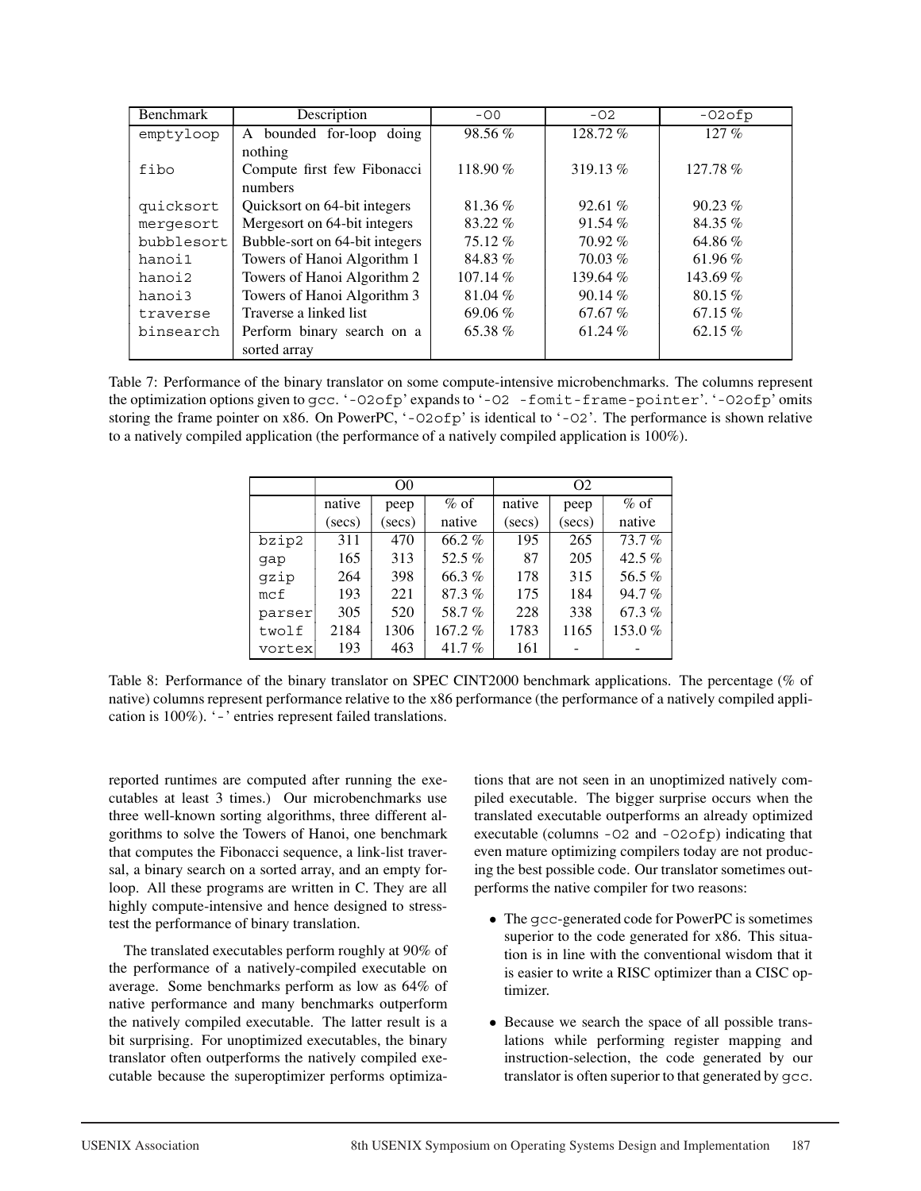| Benchmark | Description | -O0 | -O2 | -O2ofp |
|---|---|---|---|---|
| emptyloop | A bounded for-loop doing nothing | 98.56 % | 128.72 % | 127 % |
| fibo | Compute first few Fibonacci numbers | 118.90 % | 319.13 % | 127.78 % |
| quicksort | Quicksort on 64-bit integers | 81.36 % | 92.61 % | 90.23 % |
| mergesort | Mergesort on 64-bit integers | 83.22 % | 91.54 % | 84.35 % |
| bubblesort | Bubble-sort on 64-bit integers | 75.12 % | 70.92 % | 64.86 % |
| hanoi1 | Towers of Hanoi Algorithm 1 | 84.83 % | 70.03 % | 61.96 % |
| hanoi2 | Towers of Hanoi Algorithm 2 | 107.14 % | 139.64 % | 143.69 % |
| hanoi3 | Towers of Hanoi Algorithm 3 | 81.04 % | 90.14 % | 80.15 % |
| traverse | Traverse a linked list | 69.06 % | 67.67 % | 67.15 % |
| binsearch | Perform binary search on a sorted array | 65.38 % | 61.24 % | 62.15 % |

Table 7: Performance of the binary translator on some compute-intensive microbenchmarks. The columns represent the optimization options given to `gcc`. '`-O2ofp`' expands to '`-O2 -fomit-frame-pointer`'. '`-O2ofp`' omits storing the frame pointer on x86. On PowerPC, '`-O2ofp`' is identical to '`-O2`'. The performance is shown relative to a natively compiled application (the performance of a natively compiled application is 100%).

| | O0 | | | O2 | | |
|---|---|---|---|---|---|---|
| | native (secs) | peep (secs) | % of native | native (secs) | peep (secs) | % of native |
| bzip2 | 311 | 470 | 66.2 % | 195 | 265 | 73.7 % |
| gap | 165 | 313 | 52.5 % | 87 | 205 | 42.5 % |
| gzip | 264 | 398 | 66.3 % | 178 | 315 | 56.5 % |
| mcf | 193 | 221 | 87.3 % | 175 | 184 | 94.7 % |
| parser | 305 | 520 | 58.7 % | 228 | 338 | 67.3 % |
| twolf | 2184 | 1306 | 167.2 % | 1783 | 1165 | 153.0 % |
| vortex | 193 | 463 | 41.7 % | 161 | - | - |

Table 8: Performance of the binary translator on SPEC CINT2000 benchmark applications. The percentage (% of native) columns represent performance relative to the x86 performance (the performance of a natively compiled application is 100%). '-' entries represent failed translations.

reported runtimes are computed after running the executables at least 3 times.) Our microbenchmarks use three well-known sorting algorithms, three different algorithms to solve the Towers of Hanoi, one benchmark that computes the Fibonacci sequence, a link-list traversal, a binary search on a sorted array, and an empty for-loop. All these programs are written in C. They are all highly compute-intensive and hence designed to stress-test the performance of binary translation.

The translated executables perform roughly at 90% of the performance of a natively-compiled executable on average. Some benchmarks perform as low as 64% of native performance and many benchmarks outperform the natively compiled executable. The latter result is a bit surprising. For unoptimized executables, the binary translator often outperforms the natively compiled executable because the superoptimizer performs optimizations that are not seen in an unoptimized natively compiled executable. The bigger surprise occurs when the translated executable outperforms an already optimized executable (columns `-O2` and `-O2ofp`) indicating that even mature optimizing compilers today are not producing the best possible code. Our translator sometimes outperforms the native compiler for two reasons:

- The `gcc`-generated code for PowerPC is sometimes superior to the code generated for x86. This situation is in line with the conventional wisdom that it is easier to write a RISC optimizer than a CISC optimizer.
- Because we search the space of all possible translations while performing register mapping and instruction-selection, the code generated by our translator is often superior to that generated by `gcc`.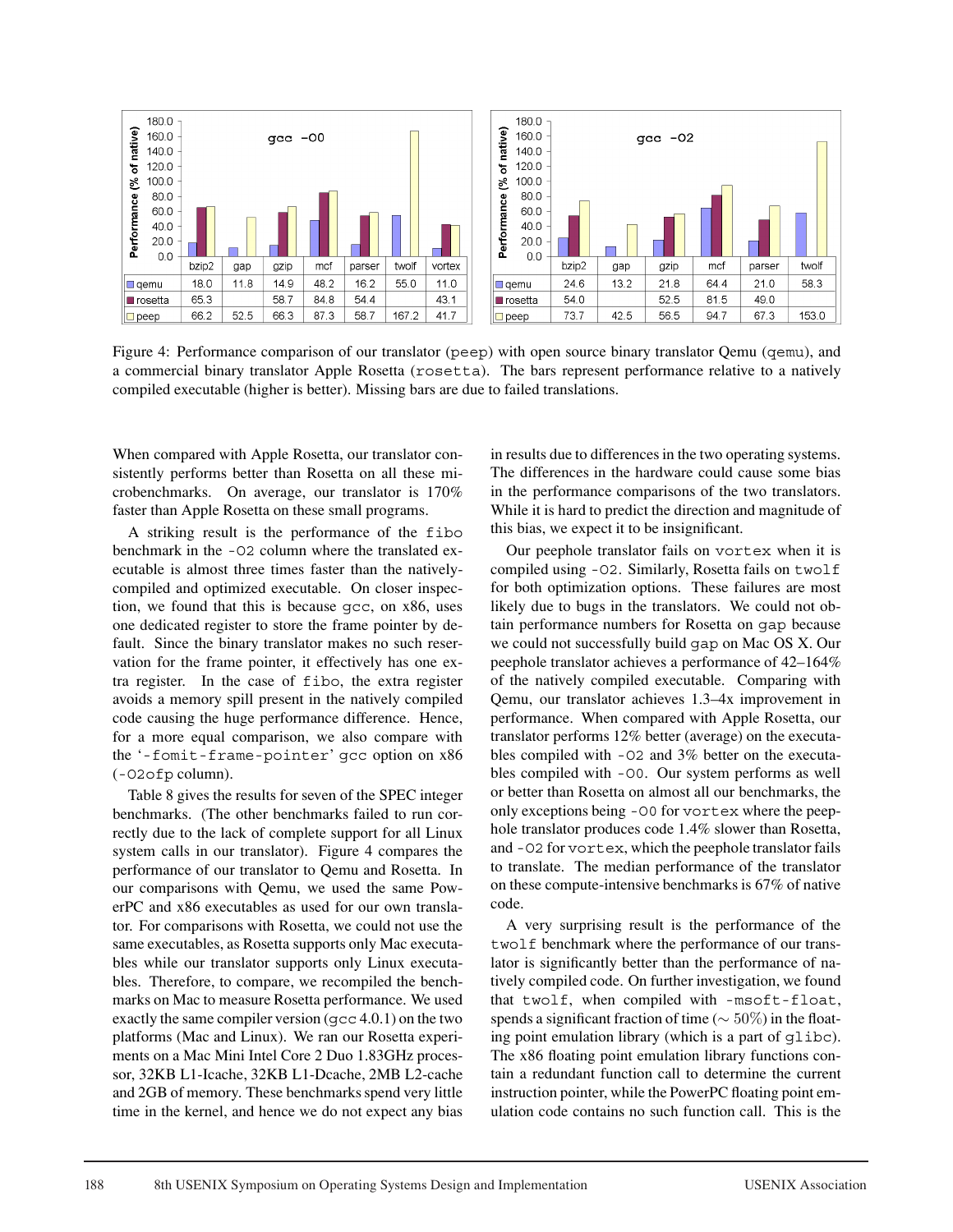| gcc -O0 | bzip2 | gap | gzip | mcf | parser | twolf | vortex |
|---|---|---|---|---|---|---|---|
| qemu | 18.0 | 11.8 | 14.9 | 48.2 | 16.2 | 55.0 | 11.0 |
| rosetta | 65.3 | | 58.7 | 84.8 | 54.4 | | 43.1 |
| peep | 66.2 | 52.5 | 66.3 | 87.3 | 58.7 | 167.2 | 41.7 |

| gcc -O2 | bzip2 | gap | gzip | mcf | parser | twolf |
|---|---|---|---|---|---|---|
| qemu | 24.6 | 13.2 | 21.8 | 64.4 | 21.0 | 58.3 |
| rosetta | 54.0 | | 52.5 | 81.5 | 49.0 | |
| peep | 73.7 | 42.5 | 56.5 | 94.7 | 67.3 | 153.0 |

Figure 4: Performance comparison of our translator (peep) with open source binary translator Qemu (qemu), and a commercial binary translator Apple Rosetta (rosetta). The bars represent performance relative to a natively compiled executable (higher is better). Missing bars are due to failed translations.

When compared with Apple Rosetta, our translator consistently performs better than Rosetta on all these microbenchmarks. On average, our translator is 170% faster than Apple Rosetta on these small programs.

A striking result is the performance of the fibo benchmark in the -O2 column where the translated executable is almost three times faster than the natively-compiled and optimized executable. On closer inspection, we found that this is because gcc, on x86, uses one dedicated register to store the frame pointer by default. Since the binary translator makes no such reservation for the frame pointer, it effectively has one extra register. In the case of fibo, the extra register avoids a memory spill present in the natively compiled code causing the huge performance difference. Hence, for a more equal comparison, we also compare with the '-fomit-frame-pointer' gcc option on x86 (-O2ofp column).

Table 8 gives the results for seven of the SPEC integer benchmarks. (The other benchmarks failed to run correctly due to the lack of complete support for all Linux system calls in our translator). Figure 4 compares the performance of our translator to Qemu and Rosetta. In our comparisons with Qemu, we used the same PowerPC and x86 executables as used for our own translator. For comparisons with Rosetta, we could not use the same executables, as Rosetta supports only Mac executables while our translator supports only Linux executables. Therefore, to compare, we recompiled the benchmarks on Mac to measure Rosetta performance. We used exactly the same compiler version (gcc 4.0.1) on the two platforms (Mac and Linux). We ran our Rosetta experiments on a Mac Mini Intel Core 2 Duo 1.83GHz processor, 32KB L1-Icache, 32KB L1-Dcache, 2MB L2-cache and 2GB of memory. These benchmarks spend very little time in the kernel, and hence we do not expect any bias in results due to differences in the two operating systems. The differences in the hardware could cause some bias in the performance comparisons of the two translators. While it is hard to predict the direction and magnitude of this bias, we expect it to be insignificant.

Our peephole translator fails on vortex when it is compiled using -O2. Similarly, Rosetta fails on twolf for both optimization options. These failures are most likely due to bugs in the translators. We could not obtain performance numbers for Rosetta on gap because we could not successfully build gap on Mac OS X. Our peephole translator achieves a performance of 42–164% of the natively compiled executable. Comparing with Qemu, our translator achieves 1.3–4x improvement in performance. When compared with Apple Rosetta, our translator performs 12% better (average) on the executables compiled with -O2 and 3% better on the executables compiled with -O0. Our system performs as well or better than Rosetta on almost all our benchmarks, the only exceptions being -O0 for vortex where the peephole translator produces code 1.4% slower than Rosetta, and -O2 for vortex, which the peephole translator fails to translate. The median performance of the translator on these compute-intensive benchmarks is 67% of native code.

A very surprising result is the performance of the twolf benchmark where the performance of our translator is significantly better than the performance of natively compiled code. On further investigation, we found that twolf, when compiled with -msoft-float, spends a significant fraction of time ($\sim 50\%$) in the floating point emulation library (which is a part of glibc). The x86 floating point emulation library functions contain a redundant function call to determine the current instruction pointer, while the PowerPC floating point emulation code contains no such function call. This is the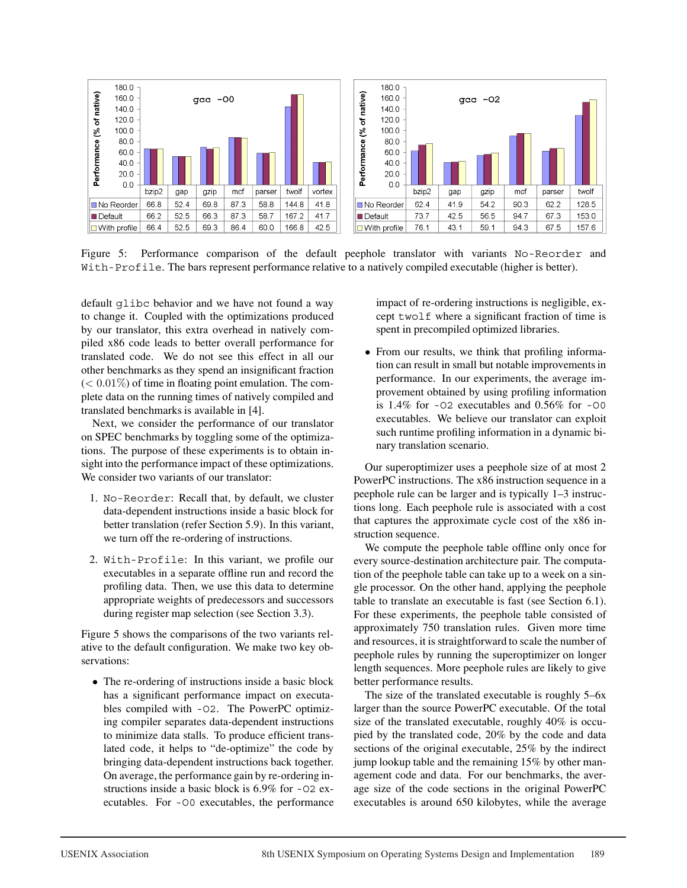| gcc -O0 | bzip2 | gap | gzip | mcf | parser | twolf | vortex |
|---|---|---|---|---|---|---|---|
| No Reorder | 66.8 | 52.4 | 69.8 | 87.3 | 58.8 | 144.8 | 41.8 |
| Default | 66.2 | 52.5 | 66.3 | 87.3 | 58.7 | 167.2 | 41.7 |
| With profile | 66.4 | 52.5 | 69.3 | 86.4 | 60.0 | 166.8 | 42.5 |

| gcc -O2 | bzip2 | gap | gzip | mcf | parser | twolf |
|---|---|---|---|---|---|---|
| No Reorder | 62.4 | 41.9 | 54.2 | 90.3 | 62.2 | 128.5 |
| Default | 73.7 | 42.5 | 56.5 | 94.7 | 67.3 | 153.0 |
| With profile | 76.1 | 43.1 | 59.1 | 94.3 | 67.5 | 157.6 |

Figure 5: Performance comparison of the default peephole translator with variants `No-Reorder` and `With-Profile`. The bars represent performance relative to a natively compiled executable (higher is better).

default `glibc` behavior and we have not found a way to change it. Coupled with the optimizations produced by our translator, this extra overhead in natively compiled x86 code leads to better overall performance for translated code. We do not see this effect in all our other benchmarks as they spend an insignificant fraction ($< 0.01\%$) of time in floating point emulation. The complete data on the running times of natively compiled and translated benchmarks is available in [4].

Next, we consider the performance of our translator on SPEC benchmarks by toggling some of the optimizations. The purpose of these experiments is to obtain insight into the performance impact of these optimizations. We consider two variants of our translator:

1. `No-Reorder`: Recall that, by default, we cluster data-dependent instructions inside a basic block for better translation (refer Section 5.9). In this variant, we turn off the re-ordering of instructions.
2. `With-Profile`: In this variant, we profile our executables in a separate offline run and record the profiling data. Then, we use this data to determine appropriate weights of predecessors and successors during register map selection (see Section 3.3).

Figure 5 shows the comparisons of the two variants relative to the default configuration. We make two key observations:

- The re-ordering of instructions inside a basic block has a significant performance impact on executables compiled with `-O2`. The PowerPC optimizing compiler separates data-dependent instructions to minimize data stalls. To produce efficient translated code, it helps to "de-optimize" the code by bringing data-dependent instructions back together. On average, the performance gain by re-ordering instructions inside a basic block is 6.9% for `-O2` executables. For `-O0` executables, the performance impact of re-ordering instructions is negligible, except `twolf` where a significant fraction of time is spent in precompiled optimized libraries.
- From our results, we think that profiling information can result in small but notable improvements in performance. In our experiments, the average improvement obtained by using profiling information is 1.4% for `-O2` executables and 0.56% for `-O0` executables. We believe our translator can exploit such runtime profiling information in a dynamic binary translation scenario.

Our superoptimizer uses a peephole size of at most 2 PowerPC instructions. The x86 instruction sequence in a peephole rule can be larger and is typically 1–3 instructions long. Each peephole rule is associated with a cost that captures the approximate cycle cost of the x86 instruction sequence.

We compute the peephole table offline only once for every source-destination architecture pair. The computation of the peephole table can take up to a week on a single processor. On the other hand, applying the peephole table to translate an executable is fast (see Section 6.1). For these experiments, the peephole table consisted of approximately 750 translation rules. Given more time and resources, it is straightforward to scale the number of peephole rules by running the superoptimizer on longer length sequences. More peephole rules are likely to give better performance results.

The size of the translated executable is roughly 5–6x larger than the source PowerPC executable. Of the total size of the translated executable, roughly 40% is occupied by the translated code, 20% by the code and data sections of the original executable, 25% by the indirect jump lookup table and the remaining 15% by other management code and data. For our benchmarks, the average size of the code sections in the original PowerPC executables is around 650 kilobytes, while the average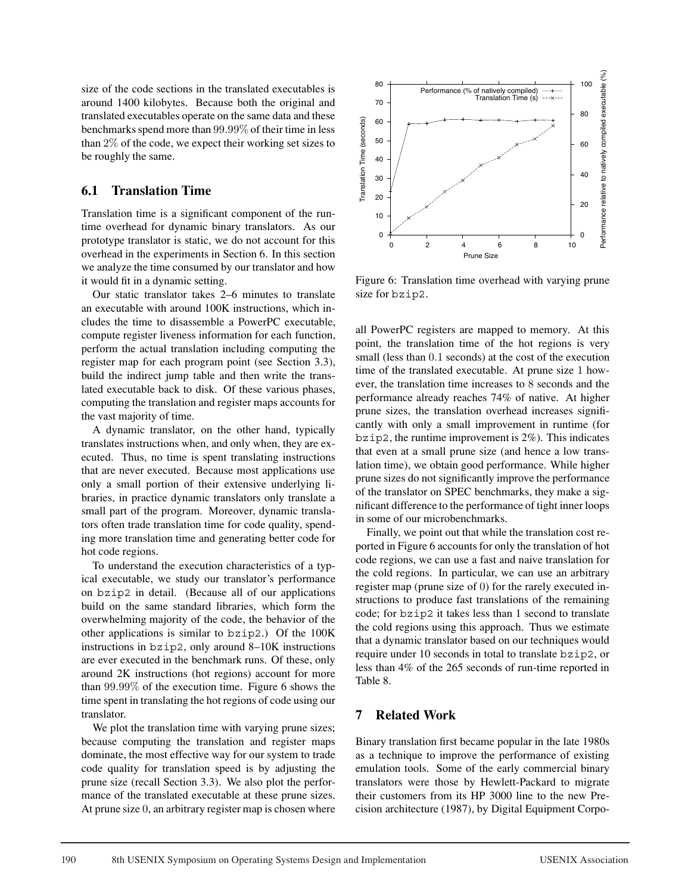size of the code sections in the translated executables is around 1400 kilobytes. Because both the original and translated executables operate on the same data and these benchmarks spend more than 99.99% of their time in less than 2% of the code, we expect their working set sizes to be roughly the same.

## 6.1 Translation Time

Translation time is a significant component of the runtime overhead for dynamic binary translators. As our prototype translator is static, we do not account for this overhead in the experiments in Section 6. In this section we analyze the time consumed by our translator and how it would fit in a dynamic setting.

Our static translator takes 2–6 minutes to translate an executable with around 100K instructions, which includes the time to disassemble a PowerPC executable, compute register liveness information for each function, perform the actual translation including computing the register map for each program point (see Section 3.3), build the indirect jump table and then write the translated executable back to disk. Of these various phases, computing the translation and register maps accounts for the vast majority of time.

A dynamic translator, on the other hand, typically translates instructions when, and only when, they are executed. Thus, no time is spent translating instructions that are never executed. Because most applications use only a small portion of their extensive underlying libraries, in practice dynamic translators only translate a small part of the program. Moreover, dynamic translators often trade translation time for code quality, spending more translation time and generating better code for hot code regions.

To understand the execution characteristics of a typical executable, we study our translator's performance on `bzip2` in detail. (Because all of our applications build on the same standard libraries, which form the overwhelming majority of the code, the behavior of the other applications is similar to `bzip2`.) Of the 100K instructions in `bzip2`, only around 8–10K instructions are ever executed in the benchmark runs. Of these, only around 2K instructions (hot regions) account for more than 99.99% of the execution time. Figure 6 shows the time spent in translating the hot regions of code using our translator.

We plot the translation time with varying prune sizes; because computing the translation and register maps dominate, the most effective way for our system to trade code quality for translation speed is by adjusting the prune size (recall Section 3.3). We also plot the performance of the translated executable at these prune sizes. At prune size 0, an arbitrary register map is chosen where

Figure 6: Translation time overhead with varying prune size for `bzip2`.

all PowerPC registers are mapped to memory. At this point, the translation time of the hot regions is very small (less than 0.1 seconds) at the cost of the execution time of the translated executable. At prune size 1 however, the translation time increases to 8 seconds and the performance already reaches 74% of native. At higher prune sizes, the translation overhead increases significantly with only a small improvement in runtime (for `bzip2`, the runtime improvement is 2%). This indicates that even at a small prune size (and hence a low translation time), we obtain good performance. While higher prune sizes do not significantly improve the performance of the translator on SPEC benchmarks, they make a significant difference to the performance of tight inner loops in some of our microbenchmarks.

Finally, we point out that while the translation cost reported in Figure 6 accounts for only the translation of hot code regions, we can use a fast and naive translation for the cold regions. In particular, we can use an arbitrary register map (prune size of 0) for the rarely executed instructions to produce fast translations of the remaining code; for `bzip2` it takes less than 1 second to translate the cold regions using this approach. Thus we estimate that a dynamic translator based on our techniques would require under 10 seconds in total to translate `bzip2`, or less than 4% of the 265 seconds of run-time reported in Table 8.

# 7 Related Work

Binary translation first became popular in the late 1980s as a technique to improve the performance of existing emulation tools. Some of the early commercial binary translators were those by Hewlett-Packard to migrate their customers from its HP 3000 line to the new Precision architecture (1987), by Digital Equipment Corpo-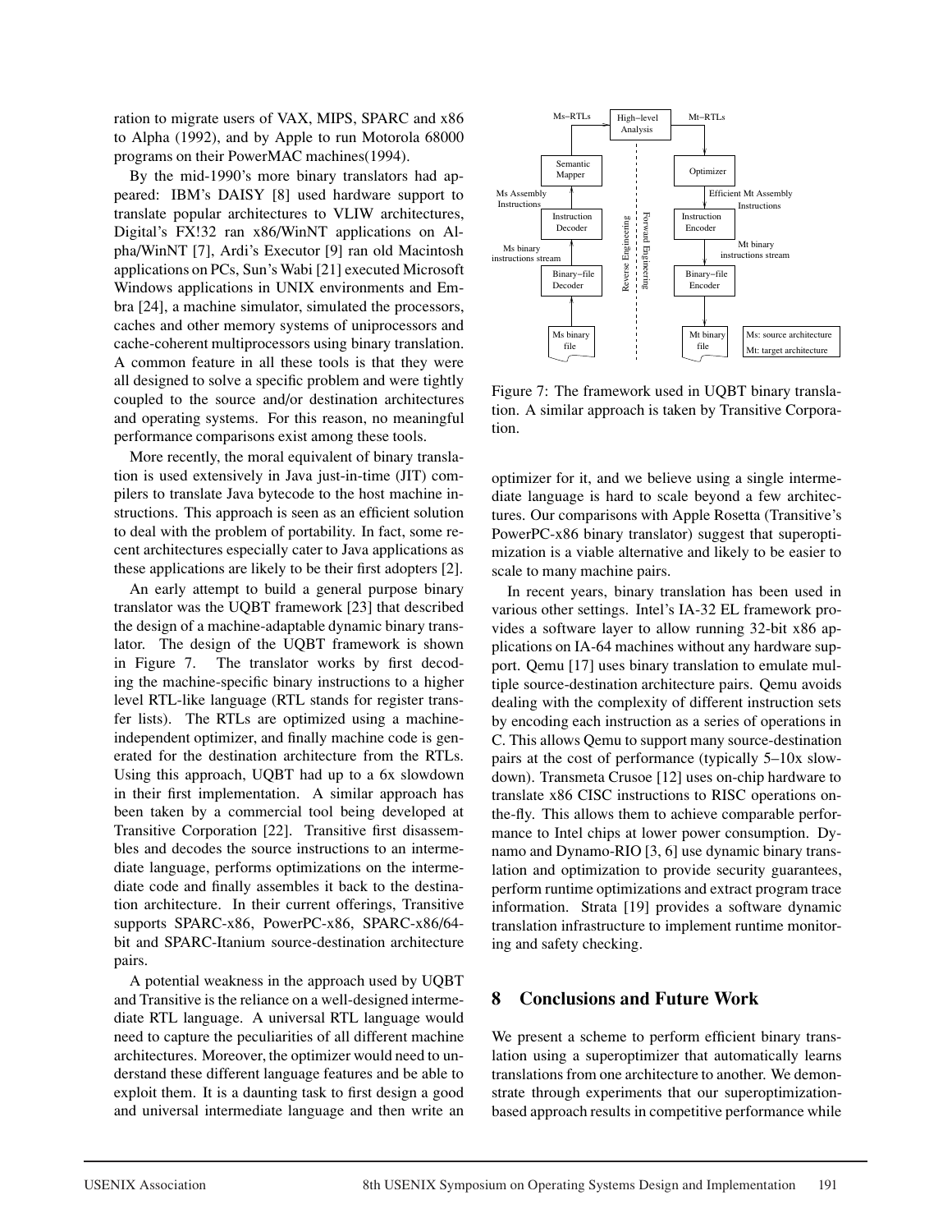ration to migrate users of VAX, MIPS, SPARC and x86 to Alpha (1992), and by Apple to run Motorola 68000 programs on their PowerMAC machines(1994).

By the mid-1990's more binary translators had appeared: IBM's DAISY [8] used hardware support to translate popular architectures to VLIW architectures, Digital's FX!32 ran x86/WinNT applications on Alpha/WinNT [7], Ardi's Executor [9] ran old Macintosh applications on PCs, Sun's Wabi [21] executed Microsoft Windows applications in UNIX environments and Embra [24], a machine simulator, simulated the processors, caches and other memory systems of uniprocessors and cache-coherent multiprocessors using binary translation. A common feature in all these tools is that they were all designed to solve a specific problem and were tightly coupled to the source and/or destination architectures and operating systems. For this reason, no meaningful performance comparisons exist among these tools.

More recently, the moral equivalent of binary translation is used extensively in Java just-in-time (JIT) compilers to translate Java bytecode to the host machine instructions. This approach is seen as an efficient solution to deal with the problem of portability. In fact, some recent architectures especially cater to Java applications as these applications are likely to be their first adopters [2].

An early attempt to build a general purpose binary translator was the UQBT framework [23] that described the design of a machine-adaptable dynamic binary translator. The design of the UQBT framework is shown in Figure 7. The translator works by first decoding the machine-specific binary instructions to a higher level RTL-like language (RTL stands for register transfer lists). The RTLs are optimized using a machine-independent optimizer, and finally machine code is generated for the destination architecture from the RTLs. Using this approach, UQBT had up to a 6x slowdown in their first implementation. A similar approach has been taken by a commercial tool being developed at Transitive Corporation [22]. Transitive first disassembles and decodes the source instructions to an intermediate language, performs optimizations on the intermediate code and finally assembles it back to the destination architecture. In their current offerings, Transitive supports SPARC-x86, PowerPC-x86, SPARC-x86/64-bit and SPARC-Itanium source-destination architecture pairs.

A potential weakness in the approach used by UQBT and Transitive is the reliance on a well-designed intermediate RTL language. A universal RTL language would need to capture the peculiarities of all different machine architectures. Moreover, the optimizer would need to understand these different language features and be able to exploit them. It is a daunting task to first design a good and universal intermediate language and then write an optimizer for it, and we believe using a single intermediate language is hard to scale beyond a few architectures. Our comparisons with Apple Rosetta (Transitive's PowerPC-x86 binary translator) suggest that superoptimization is a viable alternative and likely to be easier to scale to many machine pairs.

Figure 7: The framework used in UQBT binary translation. A similar approach is taken by Transitive Corporation.

In recent years, binary translation has been used in various other settings. Intel's IA-32 EL framework provides a software layer to allow running 32-bit x86 applications on IA-64 machines without any hardware support. Qemu [17] uses binary translation to emulate multiple source-destination architecture pairs. Qemu avoids dealing with the complexity of different instruction sets by encoding each instruction as a series of operations in C. This allows Qemu to support many source-destination pairs at the cost of performance (typically 5–10x slowdown). Transmeta Crusoe [12] uses on-chip hardware to translate x86 CISC instructions to RISC operations on-the-fly. This allows them to achieve comparable performance to Intel chips at lower power consumption. Dynamo and Dynamo-RIO [3, 6] use dynamic binary translation and optimization to provide security guarantees, perform runtime optimizations and extract program trace information. Strata [19] provides a software dynamic translation infrastructure to implement runtime monitoring and safety checking.

## 8 Conclusions and Future Work

We present a scheme to perform efficient binary translation using a superoptimizer that automatically learns translations from one architecture to another. We demonstrate through experiments that our superoptimization-based approach results in competitive performance while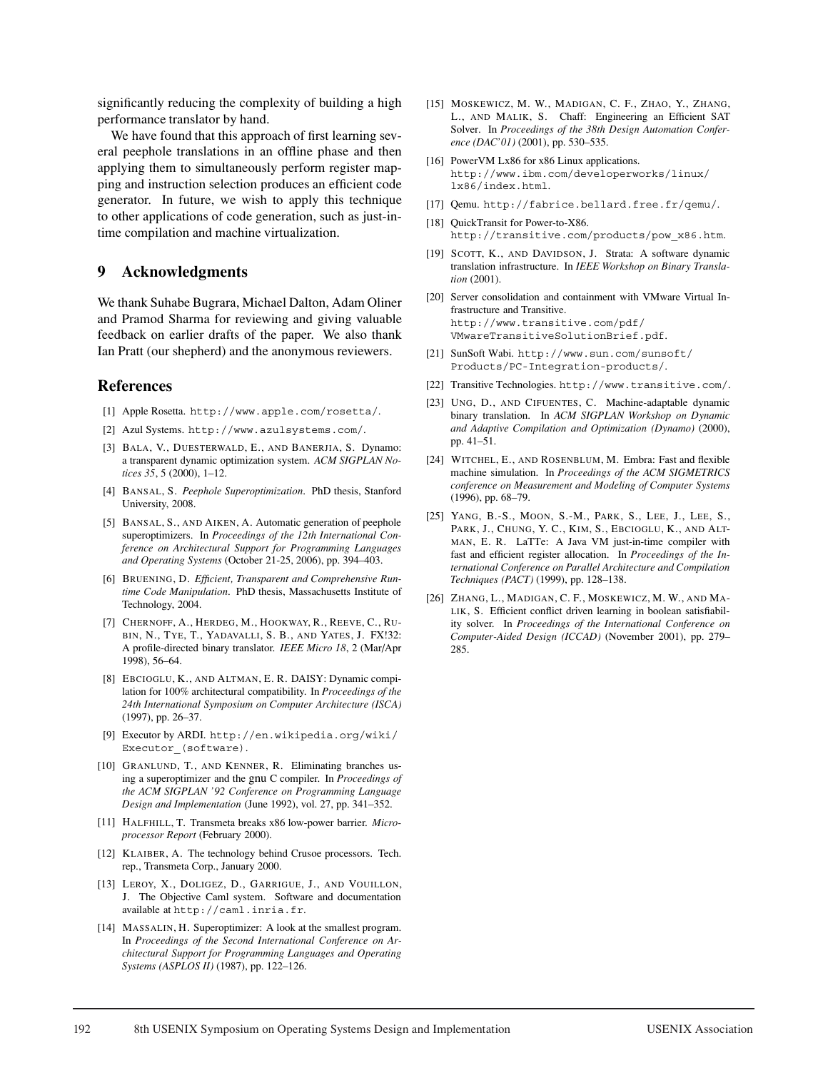significantly reducing the complexity of building a high performance translator by hand.

We have found that this approach of first learning several peephole translations in an offline phase and then applying them to simultaneously perform register mapping and instruction selection produces an efficient code generator. In future, we wish to apply this technique to other applications of code generation, such as just-in-time compilation and machine virtualization.

## 9 Acknowledgments

We thank Suhabe Bugrara, Michael Dalton, Adam Oliner and Pramod Sharma for reviewing and giving valuable feedback on earlier drafts of the paper. We also thank Ian Pratt (our shepherd) and the anonymous reviewers.

## References

[1] Apple Rosetta. `http://www.apple.com/rosetta/`.

[2] Azul Systems. `http://www.azulsystems.com/`.

[3] BALA, V., DUESTERWALD, E., AND BANERJIA, S. Dynamo: a transparent dynamic optimization system. *ACM SIGPLAN Notices 35*, 5 (2000), 1–12.

[4] BANSAL, S. *Peephole Superoptimization*. PhD thesis, Stanford University, 2008.

[5] BANSAL, S., AND AIKEN, A. Automatic generation of peephole superoptimizers. In *Proceedings of the 12th International Conference on Architectural Support for Programming Languages and Operating Systems* (October 21-25, 2006), pp. 394–403.

[6] BRUENING, D. *Efficient, Transparent and Comprehensive Runtime Code Manipulation*. PhD thesis, Massachusetts Institute of Technology, 2004.

[7] CHERNOFF, A., HERDEG, M., HOOKWAY, R., REEVE, C., RUBIN, N., TYE, T., YADAVALLI, S. B., AND YATES, J. FX!32: A profile-directed binary translator. *IEEE Micro 18*, 2 (Mar/Apr 1998), 56–64.

[8] EBCIOGLU, K., AND ALTMAN, E. R. DAISY: Dynamic compilation for 100% architectural compatibility. In *Proceedings of the 24th International Symposium on Computer Architecture (ISCA)* (1997), pp. 26–37.

[9] Executor by ARDI. `http://en.wikipedia.org/wiki/Executor_(software)`.

[10] GRANLUND, T., AND KENNER, R. Eliminating branches using a superoptimizer and the gnu C compiler. In *Proceedings of the ACM SIGPLAN '92 Conference on Programming Language Design and Implementation* (June 1992), vol. 27, pp. 341–352.

[11] HALFHILL, T. Transmeta breaks x86 low-power barrier. *Microprocessor Report* (February 2000).

[12] KLAIBER, A. The technology behind Crusoe processors. Tech. rep., Transmeta Corp., January 2000.

[13] LEROY, X., DOLIGEZ, D., GARRIGUE, J., AND VOUILLON, J. The Objective Caml system. Software and documentation available at `http://caml.inria.fr`.

[14] MASSALIN, H. Superoptimizer: A look at the smallest program. In *Proceedings of the Second International Conference on Architectural Support for Programming Languages and Operating Systems (ASPLOS II)* (1987), pp. 122–126.

[15] MOSKEWICZ, M. W., MADIGAN, C. F., ZHAO, Y., ZHANG, L., AND MALIK, S. Chaff: Engineering an Efficient SAT Solver. In *Proceedings of the 38th Design Automation Conference (DAC'01)* (2001), pp. 530–535.

[16] PowerVM Lx86 for x86 Linux applications. `http://www.ibm.com/developerworks/linux/lx86/index.html`.

[17] Qemu. `http://fabrice.bellard.free.fr/qemu/`.

[18] QuickTransit for Power-to-X86. `http://transitive.com/products/pow_x86.htm`.

[19] SCOTT, K., AND DAVIDSON, J. Strata: A software dynamic translation infrastructure. In *IEEE Workshop on Binary Translation* (2001).

[20] Server consolidation and containment with VMware Virtual Infrastructure and Transitive. `http://www.transitive.com/pdf/VMwareTransitiveSolutionBrief.pdf`.

[21] SunSoft Wabi. `http://www.sun.com/sunsoft/Products/PC-Integration-products/`.

[22] Transitive Technologies. `http://www.transitive.com/`.

[23] UNG, D., AND CIFUENTES, C. Machine-adaptable dynamic binary translation. In *ACM SIGPLAN Workshop on Dynamic and Adaptive Compilation and Optimization (Dynamo)* (2000), pp. 41–51.

[24] WITCHEL, E., AND ROSENBLUM, M. Embra: Fast and flexible machine simulation. In *Proceedings of the ACM SIGMETRICS conference on Measurement and Modeling of Computer Systems* (1996), pp. 68–79.

[25] YANG, B.-S., MOON, S.-M., PARK, S., LEE, J., LEE, S., PARK, J., CHUNG, Y. C., KIM, S., EBCIOGLU, K., AND ALTMAN, E. R. LaTTe: A Java VM just-in-time compiler with fast and efficient register allocation. In *Proceedings of the International Conference on Parallel Architecture and Compilation Techniques (PACT)* (1999), pp. 128–138.

[26] ZHANG, L., MADIGAN, C. F., MOSKEWICZ, M. W., AND MALIK, S. Efficient conflict driven learning in boolean satisfiability solver. In *Proceedings of the International Conference on Computer-Aided Design (ICCAD)* (November 2001), pp. 279–285.